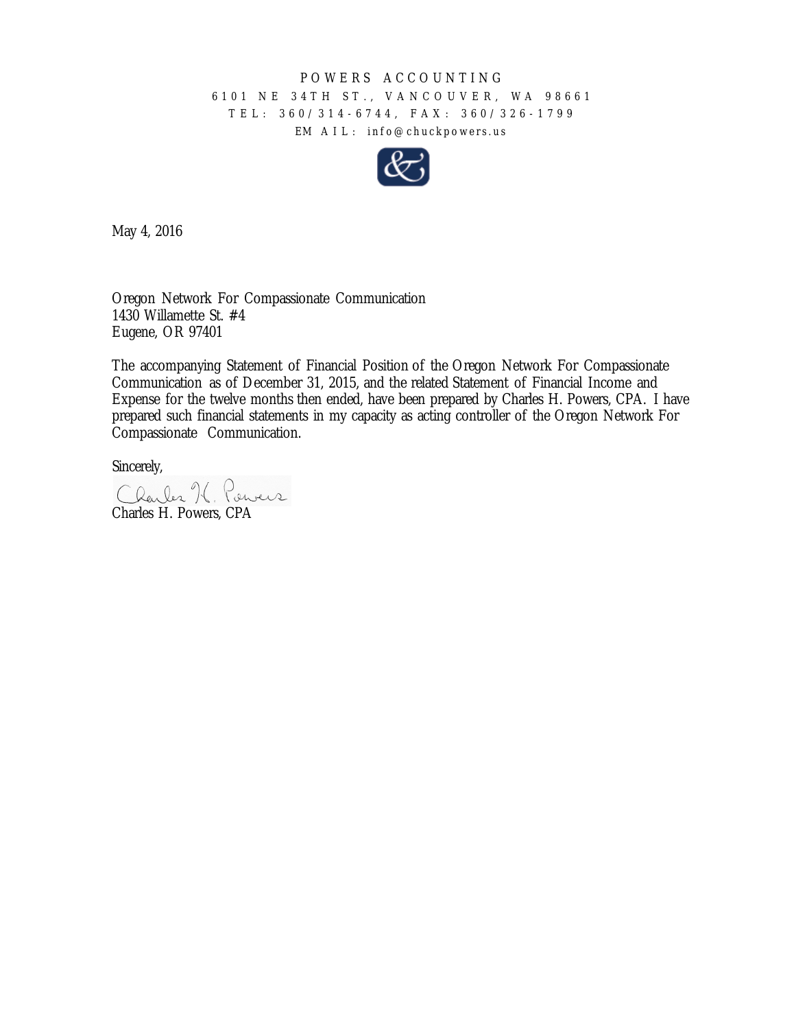POWERS ACCOUNTING

6101 NE 34TH ST., VANCOUVER, WA 98661

TEL: 360/314-6744, FAX: 360/326-1799

EMAIL: info@chuckpowers.us

May 4, 2016

Oregon Network For Compassionate Communication
1430 Willamette St. #4
Eugene, OR 97401

The accompanying Statement of Financial Position of the Oregon Network For Compassionate Communication as of December 31, 2015, and the related Statement of Financial Income and Expense for the twelve months then ended, have been prepared by Charles H. Powers, CPA. I have prepared such financial statements in my capacity as acting controller of the Oregon Network For Compassionate Communication.

Sincerely,

Charles H. Powers

Charles H. Powers, CPA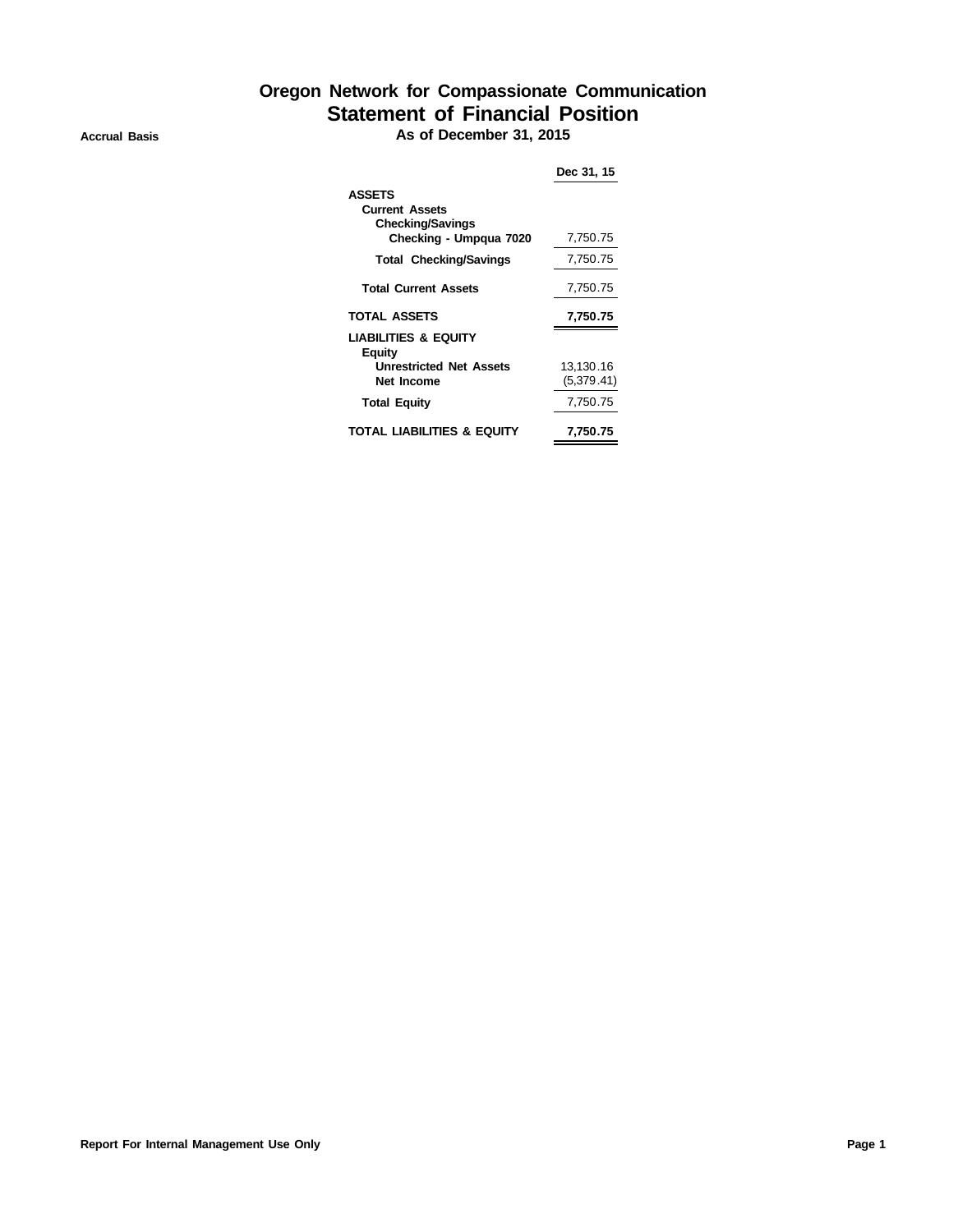# Oregon Network for Compassionate Communication

## Statement of Financial Position

**Accrual Basis** — **As of December 31, 2015**

| | Dec 31, 15 |
|---|---|
| **ASSETS** | |
| **Current Assets** | |
| **Checking/Savings** | |
| **Checking - Umpqua 7020** | 7,750.75 |
| **Total Checking/Savings** | 7,750.75 |
| **Total Current Assets** | 7,750.75 |
| **TOTAL ASSETS** | **7,750.75** |
| **LIABILITIES & EQUITY** | |
| **Equity** | |
| **Unrestricted Net Assets** | 13,130.16 |
| **Net Income** | (5,379.41) |
| **Total Equity** | 7,750.75 |
| **TOTAL LIABILITIES & EQUITY** | **7,750.75** |

**Report For Internal Management Use Only**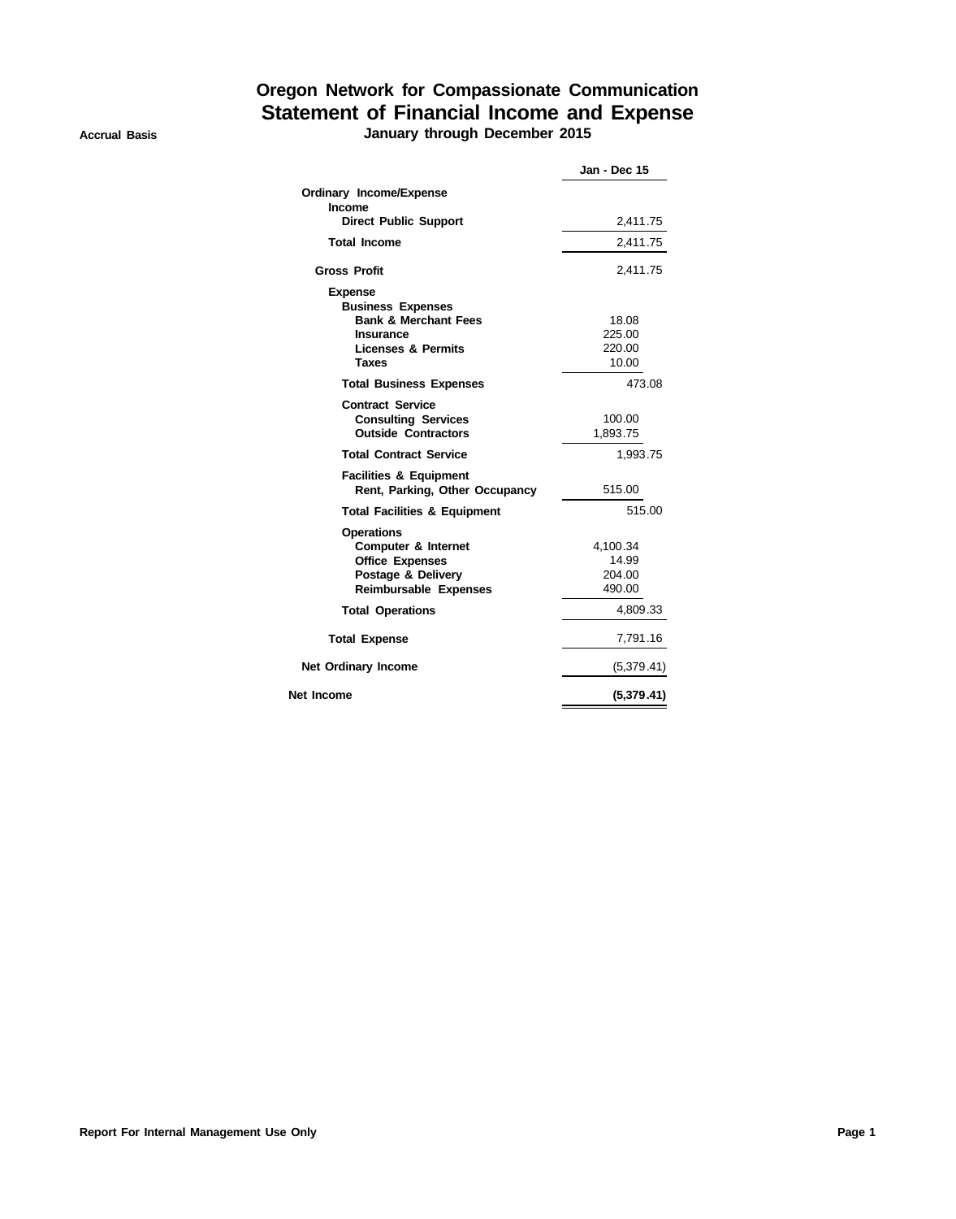# Oregon Network for Compassionate Communication

## Statement of Financial Income and Expense

**Accrual Basis** — **January through December 2015**

| | Jan - Dec 15 |
|---|---|
| **Ordinary Income/Expense** | |
| **Income** | |
| **Direct Public Support** | 2,411.75 |
| **Total Income** | 2,411.75 |
| **Gross Profit** | 2,411.75 |
| **Expense** | |
| **Business Expenses** | |
| **Bank & Merchant Fees** | 18.08 |
| **Insurance** | 225.00 |
| **Licenses & Permits** | 220.00 |
| **Taxes** | 10.00 |
| **Total Business Expenses** | 473.08 |
| **Contract Service** | |
| **Consulting Services** | 100.00 |
| **Outside Contractors** | 1,893.75 |
| **Total Contract Service** | 1,993.75 |
| **Facilities & Equipment** | |
| **Rent, Parking, Other Occupancy** | 515.00 |
| **Total Facilities & Equipment** | 515.00 |
| **Operations** | |
| **Computer & Internet** | 4,100.34 |
| **Office Expenses** | 14.99 |
| **Postage & Delivery** | 204.00 |
| **Reimbursable Expenses** | 490.00 |
| **Total Operations** | 4,809.33 |
| **Total Expense** | 7,791.16 |
| **Net Ordinary Income** | (5,379.41) |
| **Net Income** | **(5,379.41)** |

**Report For Internal Management Use Only**